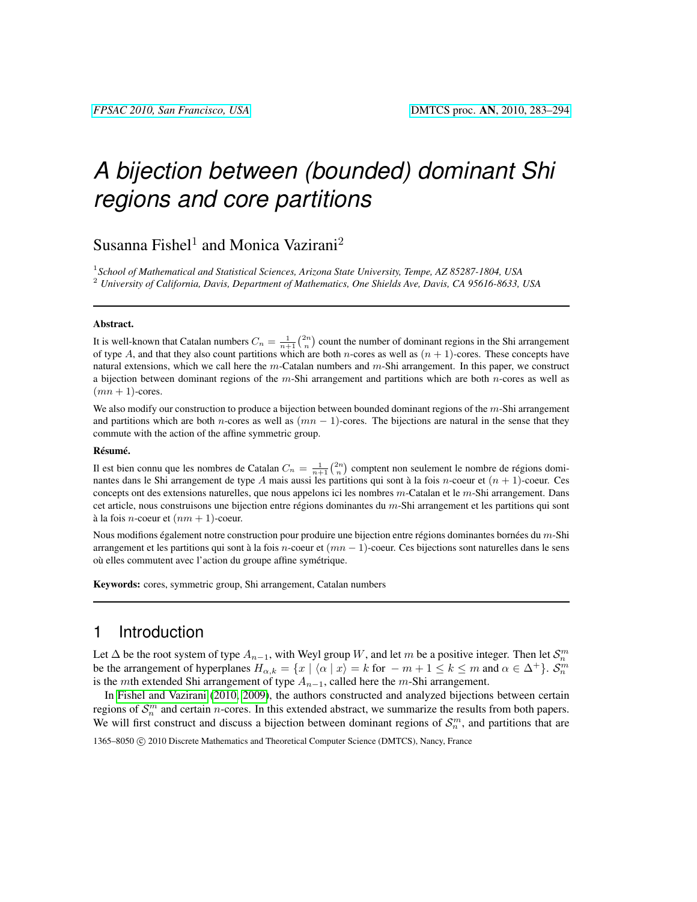# A bijection between (bounded) dominant Shi regions and core partitions

Susanna Fishel[1] and Monica Vazirani[2]

[1] *School of Mathematical and Statistical Sciences, Arizona State University, Tempe, AZ 85287-1804, USA*
[2] *University of California, Davis, Department of Mathematics, One Shields Ave, Davis, CA 95616-8633, USA*

**Abstract.**

It is well-known that Catalan numbers $C_n = \frac{1}{n+1}\binom{2n}{n}$ count the number of dominant regions in the Shi arrangement of type $A$, and that they also count partitions which are both $n$-cores as well as $(n+1)$-cores. These concepts have natural extensions, which we call here the $m$-Catalan numbers and $m$-Shi arrangement. In this paper, we construct a bijection between dominant regions of the $m$-Shi arrangement and partitions which are both $n$-cores as well as $(mn+1)$-cores.

We also modify our construction to produce a bijection between bounded dominant regions of the $m$-Shi arrangement and partitions which are both $n$-cores as well as $(mn-1)$-cores. The bijections are natural in the sense that they commute with the action of the affine symmetric group.

**Résumé.**

Il est bien connu que les nombres de Catalan $C_n = \frac{1}{n+1}\binom{2n}{n}$ comptent non seulement le nombre de régions dominantes dans le Shi arrangement de type $A$ mais aussi les partitions qui sont à la fois $n$-coeur et $(n+1)$-coeur. Ces concepts ont des extensions naturelles, que nous appelons ici les nombres $m$-Catalan et le $m$-Shi arrangement. Dans cet article, nous construisons une bijection entre régions dominantes du $m$-Shi arrangement et les partitions qui sont à la fois $n$-coeur et $(nm+1)$-coeur.

Nous modifions également notre construction pour produire une bijection entre régions dominantes bornées du $m$-Shi arrangement et les partitions qui sont à la fois $n$-coeur et $(mn-1)$-coeur. Ces bijections sont naturelles dans le sens où elles commutent avec l'action du groupe affine symétrique.

**Keywords:** cores, symmetric group, Shi arrangement, Catalan numbers

## 1 Introduction

Let $\Delta$ be the root system of type $A_{n-1}$, with Weyl group $W$, and let $m$ be a positive integer. Then let $\mathcal{S}_n^m$ be the arrangement of hyperplanes $H_{\alpha,k} = \{x \mid \langle \alpha \mid x \rangle = k \text{ for } -m+1 \leq k \leq m \text{ and } \alpha \in \Delta^+\}$. $\mathcal{S}_n^m$ is the $m$th extended Shi arrangement of type $A_{n-1}$, called here the $m$-Shi arrangement.

In Fishel and Vazirani (2010, 2009), the authors constructed and analyzed bijections between certain regions of $\mathcal{S}_n^m$ and certain $n$-cores. In this extended abstract, we summarize the results from both papers. We will first construct and discuss a bijection between dominant regions of $\mathcal{S}_n^m$, and partitions that are

1365–8050 © 2010 Discrete Mathematics and Theoretical Computer Science (DMTCS), Nancy, France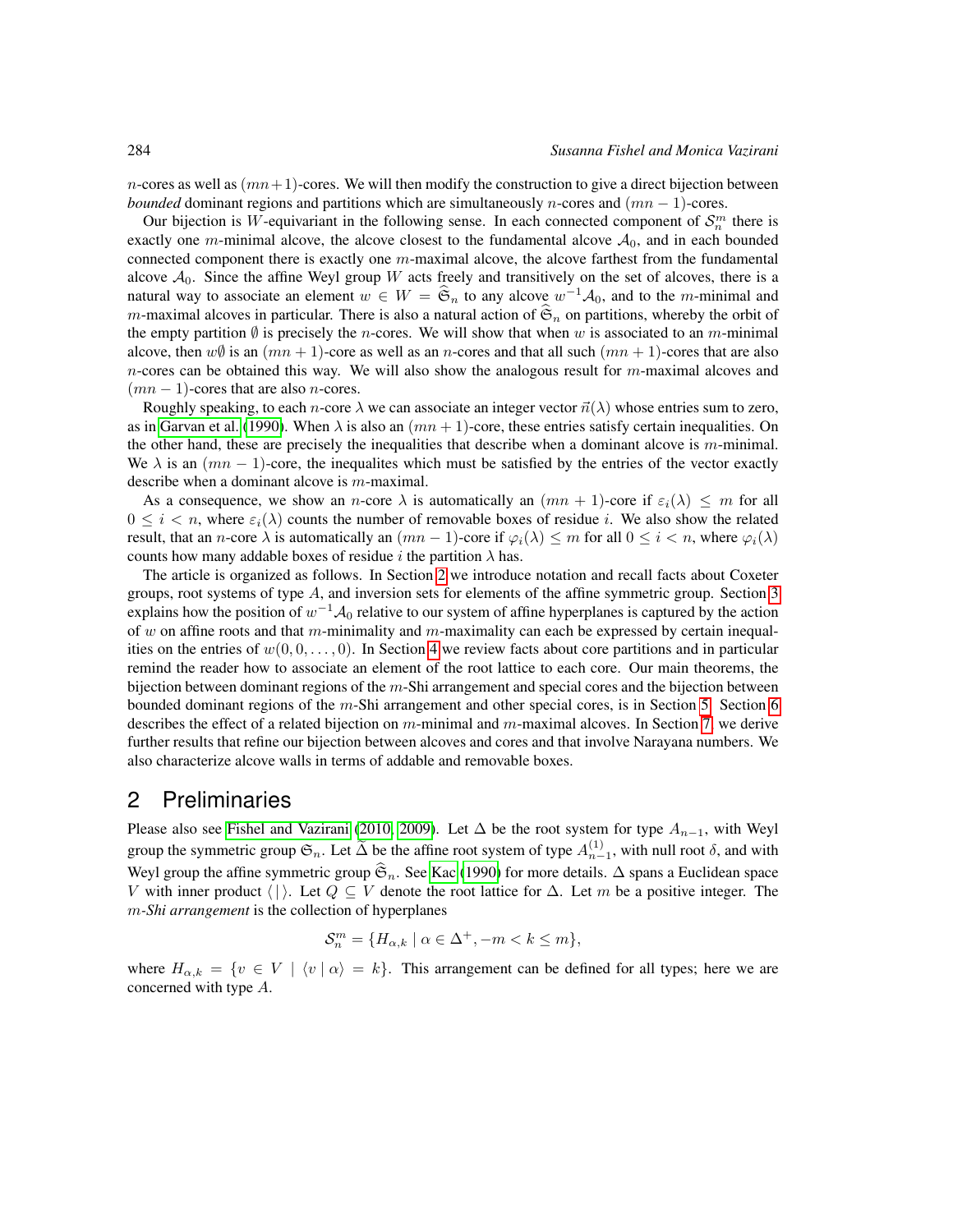$n$-cores as well as $(mn+1)$-cores. We will then modify the construction to give a direct bijection between *bounded* dominant regions and partitions which are simultaneously $n$-cores and $(mn-1)$-cores.

Our bijection is $W$-equivariant in the following sense. In each connected component of $\mathcal{S}_n^m$ there is exactly one $m$-minimal alcove, the alcove closest to the fundamental alcove $\mathcal{A}_0$, and in each bounded connected component there is exactly one $m$-maximal alcove, the alcove farthest from the fundamental alcove $\mathcal{A}_0$. Since the affine Weyl group $W$ acts freely and transitively on the set of alcoves, there is a natural way to associate an element $w \in W = \widehat{\mathfrak{S}}_n$ to any alcove $w^{-1}\mathcal{A}_0$, and to the $m$-minimal and $m$-maximal alcoves in particular. There is also a natural action of $\widehat{\mathfrak{S}}_n$ on partitions, whereby the orbit of the empty partition $\emptyset$ is precisely the $n$-cores. We will show that when $w$ is associated to an $m$-minimal alcove, then $w\emptyset$ is an $(mn+1)$-core as well as an $n$-cores and that all such $(mn+1)$-cores that are also $n$-cores can be obtained this way. We will also show the analogous result for $m$-maximal alcoves and $(mn-1)$-cores that are also $n$-cores.

Roughly speaking, to each $n$-core $\lambda$ we can associate an integer vector $\vec{n}(\lambda)$ whose entries sum to zero, as in Garvan et al. (1990). When $\lambda$ is also an $(mn+1)$-core, these entries satisfy certain inequalities. On the other hand, these are precisely the inequalities that describe when a dominant alcove is $m$-minimal. We $\lambda$ is an $(mn-1)$-core, the inequalites which must be satisfied by the entries of the vector exactly describe when a dominant alcove is $m$-maximal.

As a consequence, we show an $n$-core $\lambda$ is automatically an $(mn+1)$-core if $\varepsilon_i(\lambda) \leq m$ for all $0 \leq i < n$, where $\varepsilon_i(\lambda)$ counts the number of removable boxes of residue $i$. We also show the related result, that an $n$-core $\lambda$ is automatically an $(mn-1)$-core if $\varphi_i(\lambda) \leq m$ for all $0 \leq i < n$, where $\varphi_i(\lambda)$ counts how many addable boxes of residue $i$ the partition $\lambda$ has.

The article is organized as follows. In Section 2 we introduce notation and recall facts about Coxeter groups, root systems of type $A$, and inversion sets for elements of the affine symmetric group. Section 3 explains how the position of $w^{-1}\mathcal{A}_0$ relative to our system of affine hyperplanes is captured by the action of $w$ on affine roots and that $m$-minimality and $m$-maximality can each be expressed by certain inequalities on the entries of $w(0, 0, \ldots, 0)$. In Section 4 we review facts about core partitions and in particular remind the reader how to associate an element of the root lattice to each core. Our main theorems, the bijection between dominant regions of the $m$-Shi arrangement and special cores and the bijection between bounded dominant regions of the $m$-Shi arrangement and other special cores, is in Section 5. Section 6 describes the effect of a related bijection on $m$-minimal and $m$-maximal alcoves. In Section 7 we derive further results that refine our bijection between alcoves and cores and that involve Narayana numbers. We also characterize alcove walls in terms of addable and removable boxes.

## 2 Preliminaries

Please also see Fishel and Vazirani (2010, 2009). Let $\Delta$ be the root system for type $A_{n-1}$, with Weyl group the symmetric group $\mathfrak{S}_n$. Let $\widehat{\Delta}$ be the affine root system of type $A_{n-1}^{(1)}$, with null root $\delta$, and with Weyl group the affine symmetric group $\widehat{\mathfrak{S}}_n$. See Kac (1990) for more details. $\Delta$ spans a Euclidean space $V$ with inner product $\langle \mid \rangle$. Let $Q \subseteq V$ denote the root lattice for $\Delta$. Let $m$ be a positive integer. The *$m$-Shi arrangement* is the collection of hyperplanes

$$\mathcal{S}_n^m = \{H_{\alpha,k} \mid \alpha \in \Delta^+, -m < k \leq m\},$$

where $H_{\alpha,k} = \{v \in V \mid \langle v \mid \alpha \rangle = k\}$. This arrangement can be defined for all types; here we are concerned with type $A$.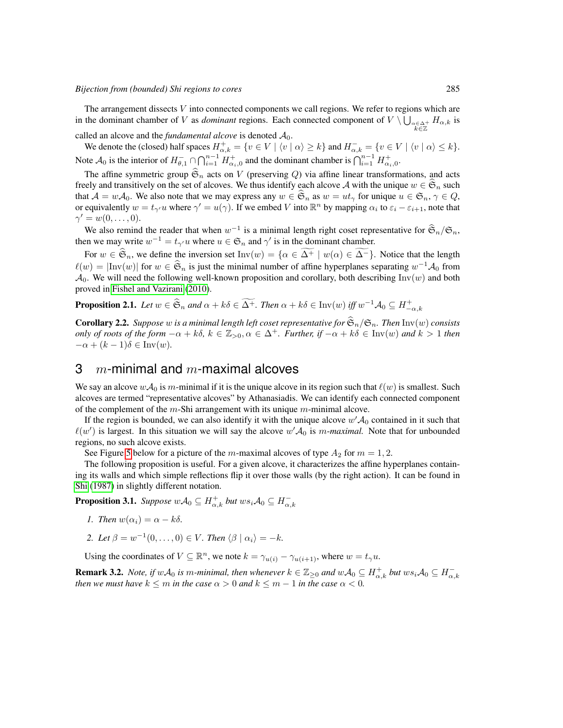The arrangement dissects $V$ into connected components we call regions. We refer to regions which are in the dominant chamber of $V$ as *dominant* regions. Each connected component of $V \setminus \bigcup_{\substack{\alpha\in\Delta^+\\ k\in\mathbb{Z}}} H_{\alpha,k}$ is called an alcove and the *fundamental alcove* is denoted $\mathcal{A}_0$.

We denote the (closed) half spaces $H^+_{\alpha,k} = \{v \in V \mid \langle v \mid \alpha\rangle \geq k\}$ and $H^-_{\alpha,k} = \{v \in V \mid \langle v \mid \alpha\rangle \leq k\}$. Note $\mathcal{A}_0$ is the interior of $H^-_{\theta,1} \cap \bigcap_{i=1}^{n-1} H^+_{\alpha_i,0}$ and the dominant chamber is $\bigcap_{i=1}^{n-1} H^+_{\alpha_i,0}$.

The affine symmetric group $\widehat{\mathfrak{S}}_n$ acts on $V$ (preserving $Q$) via affine linear transformations, and acts freely and transitively on the set of alcoves. We thus identify each alcove $\mathcal{A}$ with the unique $w \in \widehat{\mathfrak{S}}_n$ such that $\mathcal{A} = w\mathcal{A}_0$. We also note that we may express any $w \in \widehat{\mathfrak{S}}_n$ as $w = ut_\gamma$ for unique $u \in \mathfrak{S}_n$, $\gamma \in Q$, or equivalently $w = t_{\gamma'}u$ where $\gamma' = u(\gamma)$. If we embed $V$ into $\mathbb{R}^n$ by mapping $\alpha_i$ to $\varepsilon_i - \varepsilon_{i+1}$, note that $\gamma' = w(0,\ldots,0)$.

We also remind the reader that when $w^{-1}$ is a minimal length right coset representative for $\widehat{\mathfrak{S}}_n/\mathfrak{S}_n$, then we may write $w^{-1} = t_{\gamma'}u$ where $u \in \mathfrak{S}_n$ and $\gamma'$ is in the dominant chamber.

For $w \in \widehat{\mathfrak{S}}_n$, we define the inversion set $\mathrm{Inv}(w) = \{\alpha \in \widetilde{\Delta^+} \mid w(\alpha) \in \widetilde{\Delta^-}\}$. Notice that the length $\ell(w) = |\mathrm{Inv}(w)|$ for $w \in \widehat{\mathfrak{S}}_n$ is just the minimal number of affine hyperplanes separating $w^{-1}\mathcal{A}_0$ from $\mathcal{A}_0$. We will need the following well-known proposition and corollary, both describing $\mathrm{Inv}(w)$ and both proved in Fishel and Vazirani (2010).

**Proposition 2.1.** *Let $w \in \widehat{\mathfrak{S}}_n$ and $\alpha + k\delta \in \widetilde{\Delta^+}$. Then $\alpha + k\delta \in \mathrm{Inv}(w)$ iff $w^{-1}\mathcal{A}_0 \subseteq H^+_{-\alpha,k}$*

**Corollary 2.2.** *Suppose $w$ is a minimal length left coset representative for $\widehat{\mathfrak{S}}_n/\mathfrak{S}_n$. Then $\mathrm{Inv}(w)$ consists only of roots of the form $-\alpha + k\delta$, $k \in \mathbb{Z}_{>0}, \alpha \in \Delta^+$. Further, if $-\alpha + k\delta \in \mathrm{Inv}(w)$ and $k > 1$ then $-\alpha + (k-1)\delta \in \mathrm{Inv}(w)$.*

# 3 $m$-minimal and $m$-maximal alcoves

We say an alcove $w\mathcal{A}_0$ is $m$-minimal if it is the unique alcove in its region such that $\ell(w)$ is smallest. Such alcoves are termed "representative alcoves" by Athanasiadis. We can identify each connected component of the complement of the $m$-Shi arrangement with its unique $m$-minimal alcove.

If the region is bounded, we can also identify it with the unique alcove $w'\mathcal{A}_0$ contained in it such that $\ell(w')$ is largest. In this situation we will say the alcove $w'\mathcal{A}_0$ is $m$-*maximal.* Note that for unbounded regions, no such alcove exists.

See Figure 5 below for a picture of the $m$-maximal alcoves of type $A_2$ for $m = 1, 2$.

The following proposition is useful. For a given alcove, it characterizes the affine hyperplanes containing its walls and which simple reflections flip it over those walls (by the right action). It can be found in Shi (1987) in slightly different notation.

**Proposition 3.1.** *Suppose $w\mathcal{A}_0 \subseteq H^+_{\alpha,k}$ but $ws_i\mathcal{A}_0 \subseteq H^-_{\alpha,k}$*

1. *Then $w(\alpha_i) = \alpha - k\delta$.*
2. *Let $\beta = w^{-1}(0,\ldots,0) \in V$. Then $\langle \beta \mid \alpha_i\rangle = -k$.*

Using the coordinates of $V \subseteq \mathbb{R}^n$, we note $k = \gamma_{u(i)} - \gamma_{u(i+1)}$, where $w = t_\gamma u$.

**Remark 3.2.** *Note, if $w\mathcal{A}_0$ is $m$-minimal, then whenever $k \in \mathbb{Z}_{\geq 0}$ and $w\mathcal{A}_0 \subseteq H^+_{\alpha,k}$ but $ws_i\mathcal{A}_0 \subseteq H^-_{\alpha,k}$ then we must have $k \leq m$ in the case $\alpha > 0$ and $k \leq m-1$ in the case $\alpha < 0$.*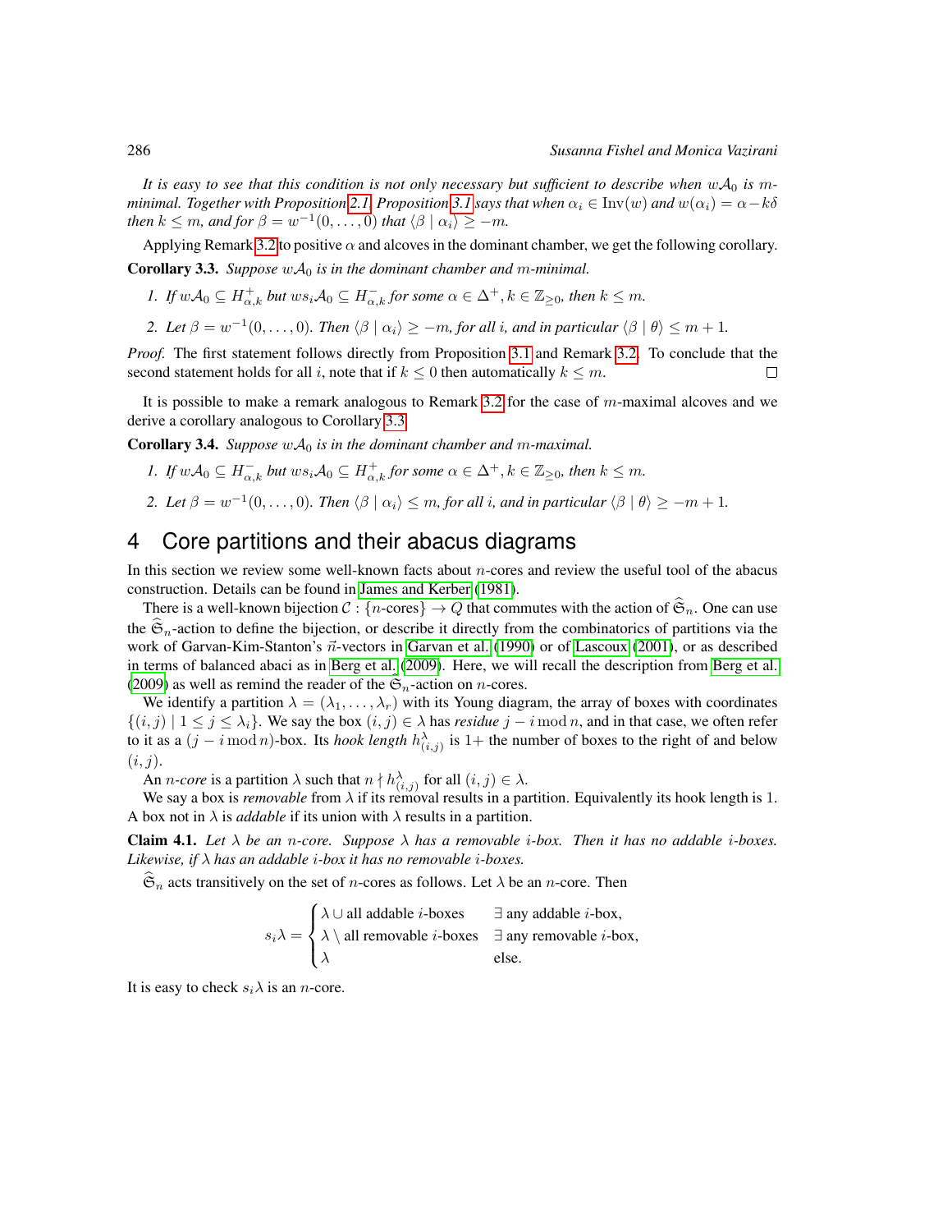*It is easy to see that this condition is not only necessary but sufficient to describe when $w\mathcal{A}_0$ is $m$-minimal. Together with Proposition 2.1, Proposition 3.1 says that when $\alpha_i \in \operatorname{Inv}(w)$ and $w(\alpha_i) = \alpha - k\delta$ then $k \leq m$, and for $\beta = w^{-1}(0, \ldots, 0)$ that $\langle \beta \mid \alpha_i \rangle \geq -m$.*

Applying Remark 3.2 to positive $\alpha$ and alcoves in the dominant chamber, we get the following corollary.

**Corollary 3.3.** *Suppose $w\mathcal{A}_0$ is in the dominant chamber and $m$-minimal.*

1. *If $w\mathcal{A}_0 \subseteq H^+_{\alpha,k}$ but $ws_i\mathcal{A}_0 \subseteq H^-_{\alpha,k}$ for some $\alpha \in \Delta^+, k \in \mathbb{Z}_{\geq 0}$, then $k \leq m$.*
2. *Let $\beta = w^{-1}(0, \ldots, 0)$. Then $\langle \beta \mid \alpha_i \rangle \geq -m$, for all $i$, and in particular $\langle \beta \mid \theta \rangle \leq m + 1$.*

*Proof.* The first statement follows directly from Proposition 3.1 and Remark 3.2. To conclude that the second statement holds for all $i$, note that if $k \leq 0$ then automatically $k \leq m$. □

It is possible to make a remark analogous to Remark 3.2 for the case of $m$-maximal alcoves and we derive a corollary analogous to Corollary 3.3.

**Corollary 3.4.** *Suppose $w\mathcal{A}_0$ is in the dominant chamber and $m$-maximal.*

1. *If $w\mathcal{A}_0 \subseteq H^-_{\alpha,k}$ but $ws_i\mathcal{A}_0 \subseteq H^+_{\alpha,k}$ for some $\alpha \in \Delta^+, k \in \mathbb{Z}_{\geq 0}$, then $k \leq m$.*
2. *Let $\beta = w^{-1}(0, \ldots, 0)$. Then $\langle \beta \mid \alpha_i \rangle \leq m$, for all $i$, and in particular $\langle \beta \mid \theta \rangle \geq -m + 1$.*

# 4 Core partitions and their abacus diagrams

In this section we review some well-known facts about $n$-cores and review the useful tool of the abacus construction. Details can be found in James and Kerber (1981).

There is a well-known bijection $\mathcal{C} : \{n\text{-cores}\} \to Q$ that commutes with the action of $\widehat{\mathfrak{S}}_n$. One can use the $\widehat{\mathfrak{S}}_n$-action to define the bijection, or describe it directly from the combinatorics of partitions via the work of Garvan-Kim-Stanton's $\vec{n}$-vectors in Garvan et al. (1990) or of Lascoux (2001), or as described in terms of balanced abaci as in Berg et al. (2009). Here, we will recall the description from Berg et al. (2009) as well as remind the reader of the $\widehat{\mathfrak{S}}_n$-action on $n$-cores.

We identify a partition $\lambda = (\lambda_1, \ldots, \lambda_r)$ with its Young diagram, the array of boxes with coordinates $\{(i, j) \mid 1 \leq j \leq \lambda_i\}$. We say the box $(i, j) \in \lambda$ has *residue* $j - i \bmod n$, and in that case, we often refer to it as a $(j - i \bmod n)$-box. Its *hook length* $h^\lambda_{(i,j)}$ is 1+ the number of boxes to the right of and below $(i, j)$.

An $n$-*core* is a partition $\lambda$ such that $n \nmid h^\lambda_{(i,j)}$ for all $(i, j) \in \lambda$.

We say a box is *removable* from $\lambda$ if its removal results in a partition. Equivalently its hook length is 1. A box not in $\lambda$ is *addable* if its union with $\lambda$ results in a partition.

**Claim 4.1.** *Let $\lambda$ be an $n$-core. Suppose $\lambda$ has a removable $i$-box. Then it has no addable $i$-boxes. Likewise, if $\lambda$ has an addable $i$-box it has no removable $i$-boxes.*

$\widehat{\mathfrak{S}}_n$ acts transitively on the set of $n$-cores as follows. Let $\lambda$ be an $n$-core. Then

$$s_i\lambda = \begin{cases} \lambda \cup \text{all addable } i\text{-boxes} & \exists \text{ any addable } i\text{-box}, \\ \lambda \setminus \text{all removable } i\text{-boxes} & \exists \text{ any removable } i\text{-box}, \\ \lambda & \text{else.} \end{cases}$$

It is easy to check $s_i\lambda$ is an $n$-core.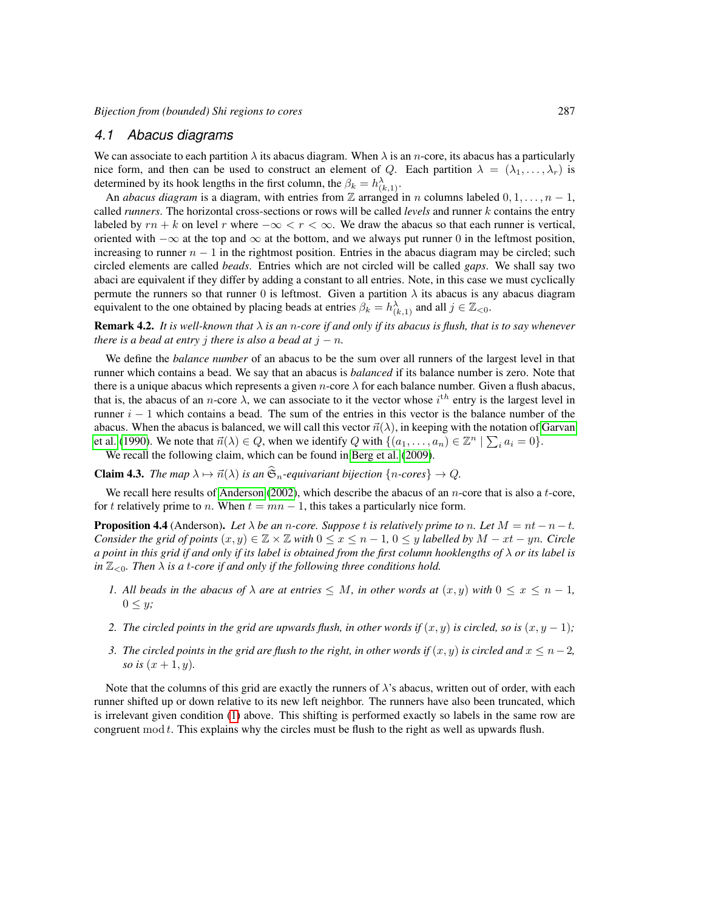## 4.1 Abacus diagrams

We can associate to each partition $\lambda$ its abacus diagram. When $\lambda$ is an $n$-core, its abacus has a particularly nice form, and then can be used to construct an element of $Q$. Each partition $\lambda = (\lambda_1, \ldots, \lambda_r)$ is determined by its hook lengths in the first column, the $\beta_k = h^{\lambda}_{(k,1)}$.

An *abacus diagram* is a diagram, with entries from $\mathbb{Z}$ arranged in $n$ columns labeled $0, 1, \ldots, n-1$, called *runners*. The horizontal cross-sections or rows will be called *levels* and runner $k$ contains the entry labeled by $rn + k$ on level $r$ where $-\infty < r < \infty$. We draw the abacus so that each runner is vertical, oriented with $-\infty$ at the top and $\infty$ at the bottom, and we always put runner 0 in the leftmost position, increasing to runner $n-1$ in the rightmost position. Entries in the abacus diagram may be circled; such circled elements are called *beads*. Entries which are not circled will be called *gaps*. We shall say two abaci are equivalent if they differ by adding a constant to all entries. Note, in this case we must cyclically permute the runners so that runner 0 is leftmost. Given a partition $\lambda$ its abacus is any abacus diagram equivalent to the one obtained by placing beads at entries $\beta_k = h^{\lambda}_{(k,1)}$ and all $j \in \mathbb{Z}_{<0}$.

**Remark 4.2.** *It is well-known that $\lambda$ is an $n$-core if and only if its abacus is flush, that is to say whenever there is a bead at entry $j$ there is also a bead at $j - n$.*

We define the *balance number* of an abacus to be the sum over all runners of the largest level in that runner which contains a bead. We say that an abacus is *balanced* if its balance number is zero. Note that there is a unique abacus which represents a given $n$-core $\lambda$ for each balance number. Given a flush abacus, that is, the abacus of an $n$-core $\lambda$, we can associate to it the vector whose $i^{th}$ entry is the largest level in runner $i-1$ which contains a bead. The sum of the entries in this vector is the balance number of the abacus. When the abacus is balanced, we will call this vector $\vec{n}(\lambda)$, in keeping with the notation of Garvan et al. (1990). We note that $\vec{n}(\lambda) \in Q$, when we identify $Q$ with $\{(a_1, \ldots, a_n) \in \mathbb{Z}^n \mid \sum_i a_i = 0\}$.

We recall the following claim, which can be found in Berg et al. (2009).

**Claim 4.3.** *The map $\lambda \mapsto \vec{n}(\lambda)$ is an $\widehat{\mathfrak{S}}_n$-equivariant bijection $\{n\text{-cores}\} \to Q$.*

We recall here results of Anderson (2002), which describe the abacus of an $n$-core that is also a $t$-core, for $t$ relatively prime to $n$. When $t = mn - 1$, this takes a particularly nice form.

**Proposition 4.4** (Anderson). *Let $\lambda$ be an $n$-core. Suppose $t$ is relatively prime to $n$. Let $M = nt - n - t$. Consider the grid of points $(x, y) \in \mathbb{Z} \times \mathbb{Z}$ with $0 \le x \le n-1$, $0 \le y$ labelled by $M - xt - yn$. Circle a point in this grid if and only if its label is obtained from the first column hooklengths of $\lambda$ or its label is in $\mathbb{Z}_{<0}$. Then $\lambda$ is a $t$-core if and only if the following three conditions hold.*

1. *All beads in the abacus of $\lambda$ are at entries $\le M$, in other words at $(x, y)$ with $0 \le x \le n-1$, $0 \le y$;*
2. *The circled points in the grid are upwards flush, in other words if $(x, y)$ is circled, so is $(x, y-1)$;*
3. *The circled points in the grid are flush to the right, in other words if $(x, y)$ is circled and $x \le n-2$, so is $(x+1, y)$.*

Note that the columns of this grid are exactly the runners of $\lambda$'s abacus, written out of order, with each runner shifted up or down relative to its new left neighbor. The runners have also been truncated, which is irrelevant given condition (1) above. This shifting is performed exactly so labels in the same row are congruent $\bmod\, t$. This explains why the circles must be flush to the right as well as upwards flush.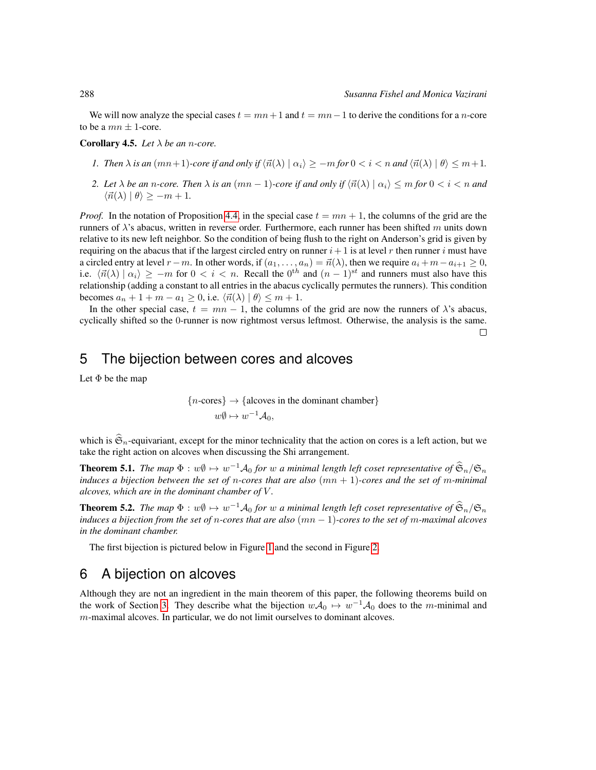We will now analyze the special cases $t = mn+1$ and $t = mn-1$ to derive the conditions for a $n$-core to be a $mn \pm 1$-core.

**Corollary 4.5.** *Let $\lambda$ be an $n$-core.*

1. *Then $\lambda$ is an $(mn+1)$-core if and only if $\langle \vec{n}(\lambda) \mid \alpha_i \rangle \geq -m$ for $0 < i < n$ and $\langle \vec{n}(\lambda) \mid \theta \rangle \leq m+1$.*
2. *Let $\lambda$ be an $n$-core. Then $\lambda$ is an $(mn-1)$-core if and only if $\langle \vec{n}(\lambda) \mid \alpha_i \rangle \leq m$ for $0 < i < n$ and $\langle \vec{n}(\lambda) \mid \theta \rangle \geq -m+1$.*

*Proof.* In the notation of Proposition 4.4, in the special case $t = mn+1$, the columns of the grid are the runners of $\lambda$'s abacus, written in reverse order. Furthermore, each runner has been shifted $m$ units down relative to its new left neighbor. So the condition of being flush to the right on Anderson's grid is given by requiring on the abacus that if the largest circled entry on runner $i+1$ is at level $r$ then runner $i$ must have a circled entry at level $r-m$. In other words, if $(a_1, \ldots, a_n) = \vec{n}(\lambda)$, then we require $a_i + m - a_{i+1} \geq 0$, i.e. $\langle \vec{n}(\lambda) \mid \alpha_i \rangle \geq -m$ for $0 < i < n$. Recall the $0^{th}$ and $(n-1)^{st}$ and runners must also have this relationship (adding a constant to all entries in the abacus cyclically permutes the runners). This condition becomes $a_n + 1 + m - a_1 \geq 0$, i.e. $\langle \vec{n}(\lambda) \mid \theta \rangle \leq m+1$.

In the other special case, $t = mn-1$, the columns of the grid are now the runners of $\lambda$'s abacus, cyclically shifted so the $0$-runner is now rightmost versus leftmost. Otherwise, the analysis is the same. □

## 5 The bijection between cores and alcoves

Let $\Phi$ be the map

$$\{n\text{-cores}\} \to \{\text{alcoves in the dominant chamber}\}$$
$$w\emptyset \mapsto w^{-1}\mathcal{A}_0,$$

which is $\widehat{\mathfrak{S}}_n$-equivariant, except for the minor technicality that the action on cores is a left action, but we take the right action on alcoves when discussing the Shi arrangement.

**Theorem 5.1.** *The map $\Phi : w\emptyset \mapsto w^{-1}\mathcal{A}_0$ for $w$ a minimal length left coset representative of $\widehat{\mathfrak{S}}_n/\mathfrak{S}_n$ induces a bijection between the set of $n$-cores that are also $(mn+1)$-cores and the set of $m$-minimal alcoves, which are in the dominant chamber of $V$.*

**Theorem 5.2.** *The map $\Phi : w\emptyset \mapsto w^{-1}\mathcal{A}_0$ for $w$ a minimal length left coset representative of $\widehat{\mathfrak{S}}_n/\mathfrak{S}_n$ induces a bijection from the set of $n$-cores that are also $(mn-1)$-cores to the set of $m$-maximal alcoves in the dominant chamber.*

The first bijection is pictured below in Figure 1 and the second in Figure 2.

## 6 A bijection on alcoves

Although they are not an ingredient in the main theorem of this paper, the following theorems build on the work of Section 3. They describe what the bijection $w\mathcal{A}_0 \mapsto w^{-1}\mathcal{A}_0$ does to the $m$-minimal and $m$-maximal alcoves. In particular, we do not limit ourselves to dominant alcoves.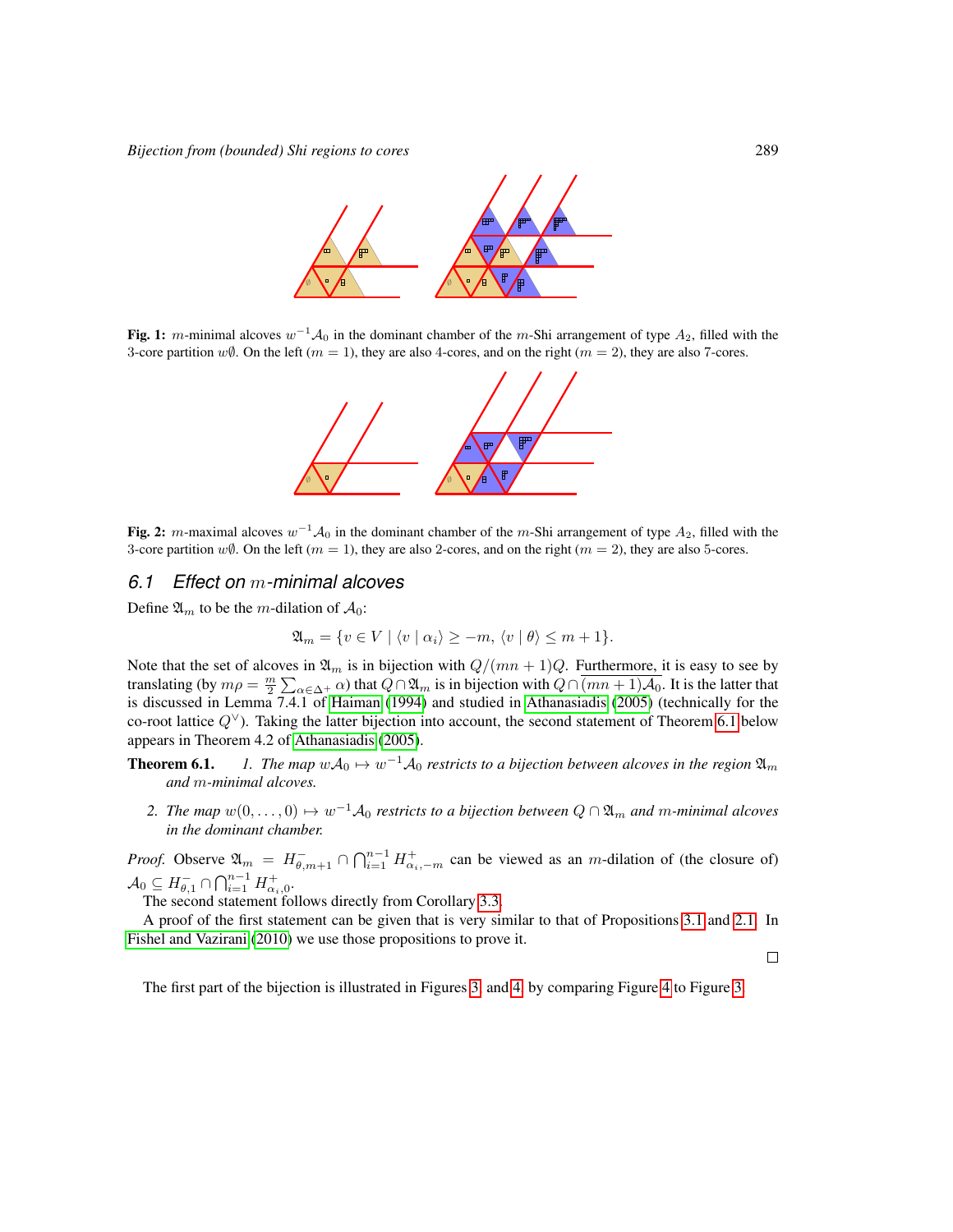**Fig. 1:** $m$-minimal alcoves $w^{-1}\mathcal{A}_0$ in the dominant chamber of the $m$-Shi arrangement of type $A_2$, filled with the 3-core partition $w\emptyset$. On the left ($m = 1$), they are also 4-cores, and on the right ($m = 2$), they are also 7-cores.

**Fig. 2:** $m$-maximal alcoves $w^{-1}\mathcal{A}_0$ in the dominant chamber of the $m$-Shi arrangement of type $A_2$, filled with the 3-core partition $w\emptyset$. On the left ($m = 1$), they are also 2-cores, and on the right ($m = 2$), they are also 5-cores.

## 6.1 Effect on $m$-minimal alcoves

Define $\mathfrak{A}_m$ to be the $m$-dilation of $\mathcal{A}_0$:

$$\mathfrak{A}_m = \{v \in V \mid \langle v \mid \alpha_i \rangle \geq -m, \, \langle v \mid \theta \rangle \leq m + 1\}.$$

Note that the set of alcoves in $\mathfrak{A}_m$ is in bijection with $Q/(mn+1)Q$. Furthermore, it is easy to see by translating (by $m\rho = \frac{m}{2}\sum_{\alpha \in \Delta^+} \alpha$) that $Q \cap \mathfrak{A}_m$ is in bijection with $Q \cap \overline{(mn+1)\mathcal{A}_0}$. It is the latter that is discussed in Lemma 7.4.1 of Haiman (1994) and studied in Athanasiadis (2005) (technically for the co-root lattice $Q^\vee$). Taking the latter bijection into account, the second statement of Theorem 6.1 below appears in Theorem 4.2 of Athanasiadis (2005).

**Theorem 6.1.** *1. The map $w\mathcal{A}_0 \mapsto w^{-1}\mathcal{A}_0$ restricts to a bijection between alcoves in the region $\mathfrak{A}_m$ and $m$-minimal alcoves.*

*2. The map $w(0, \ldots, 0) \mapsto w^{-1}\mathcal{A}_0$ restricts to a bijection between $Q \cap \mathfrak{A}_m$ and $m$-minimal alcoves in the dominant chamber.*

*Proof.* Observe $\mathfrak{A}_m = H^-_{\theta,m+1} \cap \bigcap_{i=1}^{n-1} H^+_{\alpha_i,-m}$ can be viewed as an $m$-dilation of (the closure of) $\mathcal{A}_0 \subseteq H^-_{\theta,1} \cap \bigcap_{i=1}^{n-1} H^+_{\alpha_i,0}$.

The second statement follows directly from Corollary 3.3.

A proof of the first statement can be given that is very similar to that of Propositions 3.1 and 2.1. In Fishel and Vazirani (2010) we use those propositions to prove it.

□

The first part of the bijection is illustrated in Figures 3 and 4, by comparing Figure 4 to Figure 3.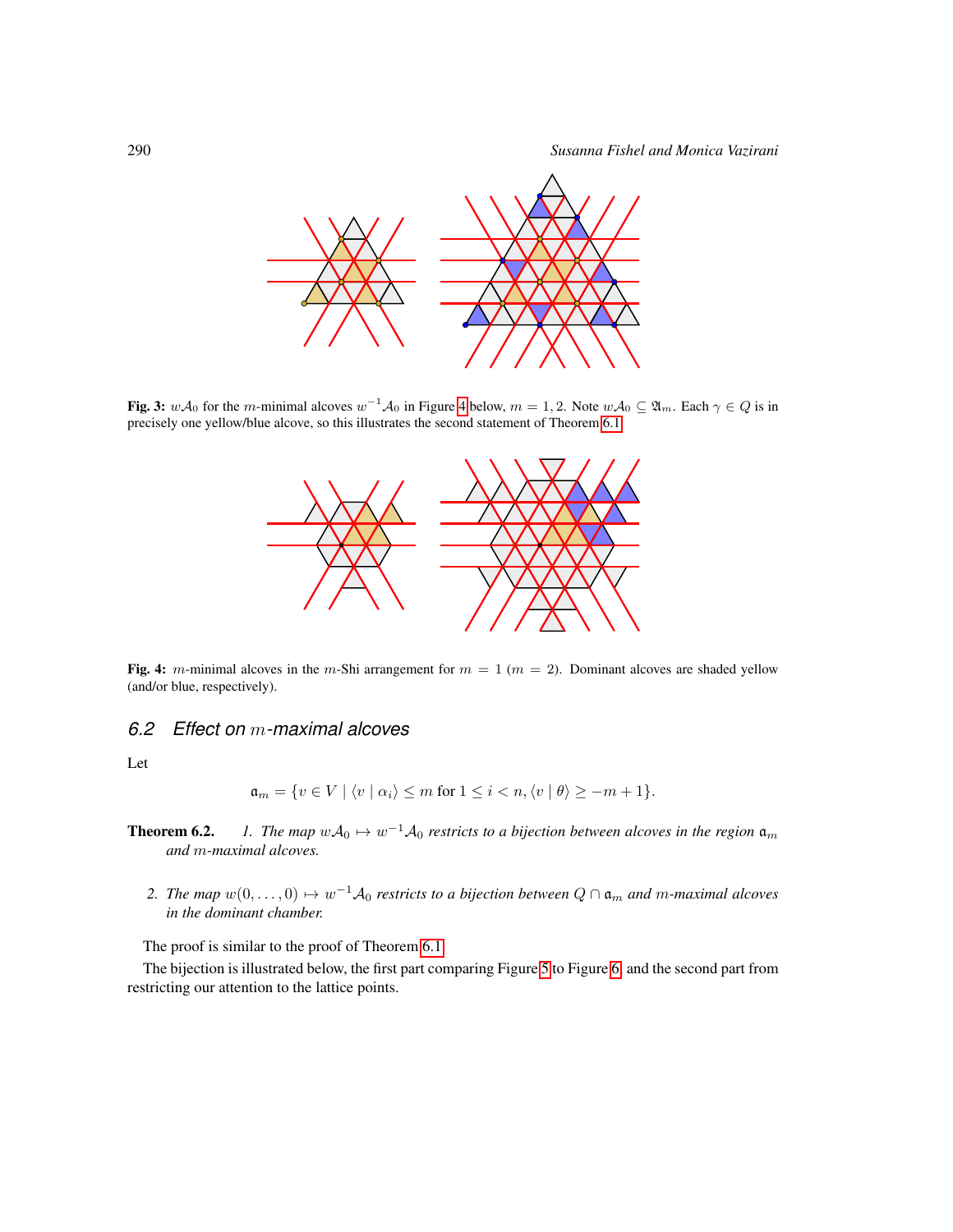**Fig. 3:** $w\mathcal{A}_0$ for the $m$-minimal alcoves $w^{-1}\mathcal{A}_0$ in Figure 4 below, $m = 1, 2$. Note $w\mathcal{A}_0 \subseteq \mathfrak{A}_m$. Each $\gamma \in Q$ is in precisely one yellow/blue alcove, so this illustrates the second statement of Theorem 6.1.

**Fig. 4:** $m$-minimal alcoves in the $m$-Shi arrangement for $m = 1$ ($m = 2$). Dominant alcoves are shaded yellow (and/or blue, respectively).

## 6.2 Effect on $m$-maximal alcoves

Let

$$\mathfrak{a}_m = \{v \in V \mid \langle v \mid \alpha_i \rangle \leq m \text{ for } 1 \leq i < n, \langle v \mid \theta \rangle \geq -m + 1\}.$$

**Theorem 6.2.** *1. The map $w\mathcal{A}_0 \mapsto w^{-1}\mathcal{A}_0$ restricts to a bijection between alcoves in the region $\mathfrak{a}_m$ and $m$-maximal alcoves.*

*2. The map $w(0, \ldots, 0) \mapsto w^{-1}\mathcal{A}_0$ restricts to a bijection between $Q \cap \mathfrak{a}_m$ and $m$-maximal alcoves in the dominant chamber.*

The proof is similar to the proof of Theorem 6.1.

The bijection is illustrated below, the first part comparing Figure 5 to Figure 6, and the second part from restricting our attention to the lattice points.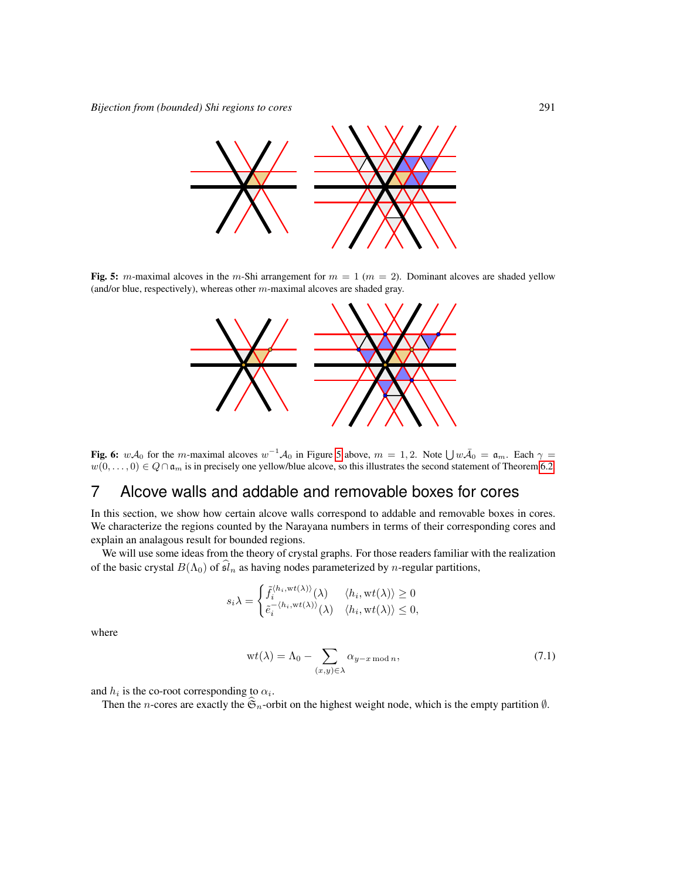**Fig. 5:** $m$-maximal alcoves in the $m$-Shi arrangement for $m = 1$ ($m = 2$). Dominant alcoves are shaded yellow (and/or blue, respectively), whereas other $m$-maximal alcoves are shaded gray.

**Fig. 6:** $w\mathcal{A}_0$ for the $m$-maximal alcoves $w^{-1}\mathcal{A}_0$ in Figure 5 above, $m = 1, 2$. Note $\bigcup w\bar{\mathcal{A}}_0 = \mathfrak{a}_m$. Each $\gamma = w(0, \ldots, 0) \in Q \cap \mathfrak{a}_m$ is in precisely one yellow/blue alcove, so this illustrates the second statement of Theorem 6.2.

# 7 Alcove walls and addable and removable boxes for cores

In this section, we show how certain alcove walls correspond to addable and removable boxes in cores. We characterize the regions counted by the Narayana numbers in terms of their corresponding cores and explain an analagous result for bounded regions.

We will use some ideas from the theory of crystal graphs. For those readers familiar with the realization of the basic crystal $B(\Lambda_0)$ of $\widehat{\mathfrak{sl}}_n$ as having nodes parameterized by $n$-regular partitions,

$$s_i\lambda = \begin{cases} \tilde{f}_i^{\langle h_i, \mathrm{wt}(\lambda)\rangle}(\lambda) & \langle h_i, \mathrm{wt}(\lambda)\rangle \geq 0 \\ \tilde{e}_i^{-\langle h_i, \mathrm{wt}(\lambda)\rangle}(\lambda) & \langle h_i, \mathrm{wt}(\lambda)\rangle \leq 0, \end{cases}$$

where

$$\mathrm{wt}(\lambda) = \Lambda_0 - \sum_{(x,y)\in\lambda} \alpha_{y-x \bmod n}, \tag{7.1}$$

and $h_i$ is the co-root corresponding to $\alpha_i$.

Then the $n$-cores are exactly the $\widehat{\mathfrak{S}}_n$-orbit on the highest weight node, which is the empty partition $\emptyset$.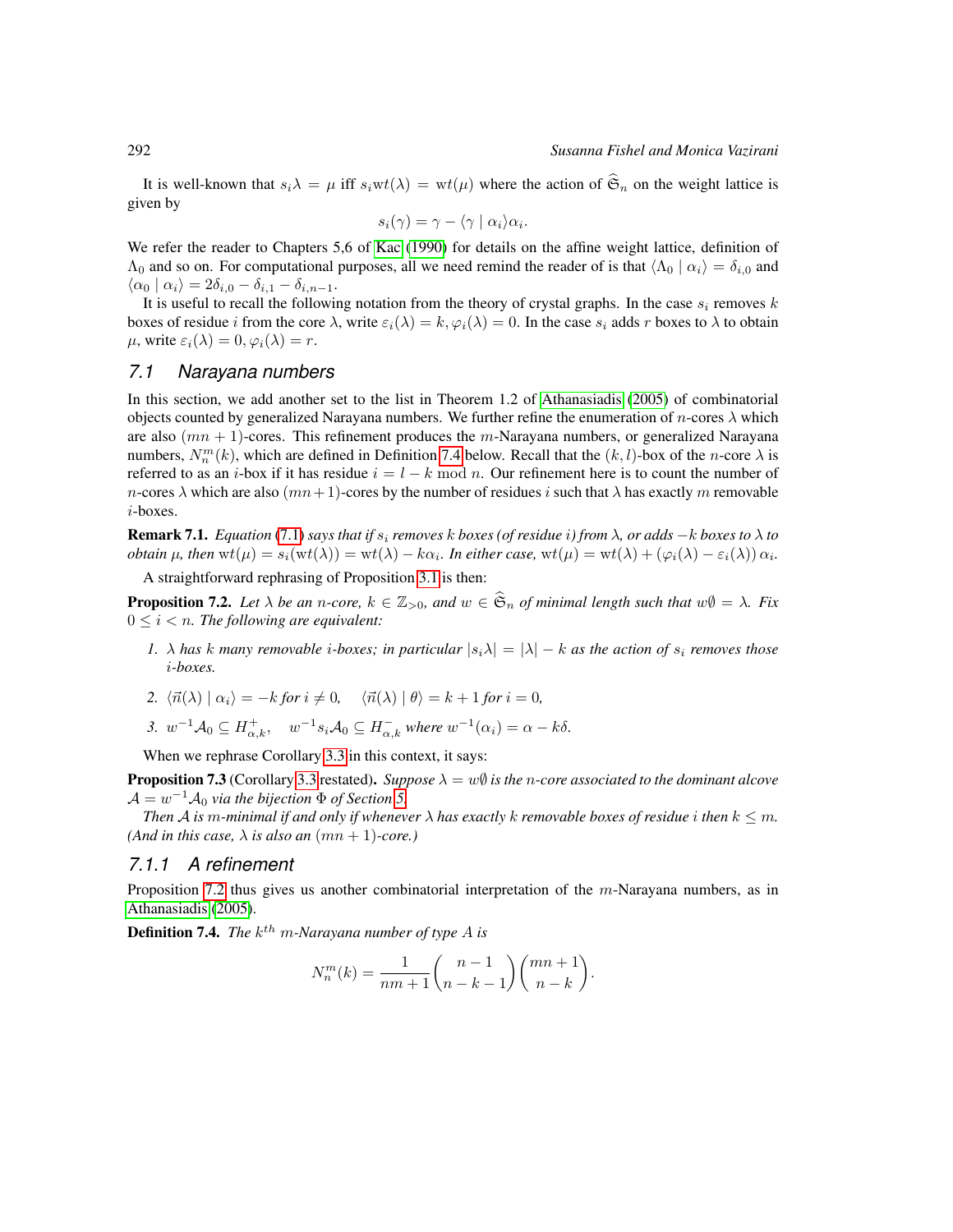It is well-known that $s_i\lambda = \mu$ iff $s_i\mathrm{wt}(\lambda) = \mathrm{wt}(\mu)$ where the action of $\widehat{\mathfrak{S}}_n$ on the weight lattice is given by

$$s_i(\gamma) = \gamma - \langle \gamma \mid \alpha_i \rangle \alpha_i.$$

We refer the reader to Chapters 5,6 of Kac (1990) for details on the affine weight lattice, definition of $\Lambda_0$ and so on. For computational purposes, all we need remind the reader of is that $\langle \Lambda_0 \mid \alpha_i \rangle = \delta_{i,0}$ and $\langle \alpha_0 \mid \alpha_i \rangle = 2\delta_{i,0} - \delta_{i,1} - \delta_{i,n-1}$.

It is useful to recall the following notation from the theory of crystal graphs. In the case $s_i$ removes $k$ boxes of residue $i$ from the core $\lambda$, write $\varepsilon_i(\lambda) = k, \varphi_i(\lambda) = 0$. In the case $s_i$ adds $r$ boxes to $\lambda$ to obtain $\mu$, write $\varepsilon_i(\lambda) = 0, \varphi_i(\lambda) = r$.

## 7.1 Narayana numbers

In this section, we add another set to the list in Theorem 1.2 of Athanasiadis (2005) of combinatorial objects counted by generalized Narayana numbers. We further refine the enumeration of $n$-cores $\lambda$ which are also $(mn+1)$-cores. This refinement produces the $m$-Narayana numbers, or generalized Narayana numbers, $N^m_n(k)$, which are defined in Definition 7.4 below. Recall that the $(k,l)$-box of the $n$-core $\lambda$ is referred to as an $i$-box if it has residue $i = l - k \bmod n$. Our refinement here is to count the number of $n$-cores $\lambda$ which are also $(mn+1)$-cores by the number of residues $i$ such that $\lambda$ has exactly $m$ removable $i$-boxes.

**Remark 7.1.** *Equation (7.1) says that if $s_i$ removes $k$ boxes (of residue $i$) from $\lambda$, or adds $-k$ boxes to $\lambda$ to obtain $\mu$, then $\mathrm{wt}(\mu) = s_i(\mathrm{wt}(\lambda)) = \mathrm{wt}(\lambda) - k\alpha_i$. In either case, $\mathrm{wt}(\mu) = \mathrm{wt}(\lambda) + (\varphi_i(\lambda) - \varepsilon_i(\lambda))\,\alpha_i$.*

A straightforward rephrasing of Proposition 3.1 is then:

**Proposition 7.2.** *Let $\lambda$ be an $n$-core, $k \in \mathbb{Z}_{>0}$, and $w \in \widehat{\mathfrak{S}}_n$ of minimal length such that $w\emptyset = \lambda$. Fix $0 \le i < n$. The following are equivalent:*

1. *$\lambda$ has $k$ many removable $i$-boxes; in particular $|s_i\lambda| = |\lambda| - k$ as the action of $s_i$ removes those $i$-boxes.*
2. *$\langle \vec{n}(\lambda) \mid \alpha_i \rangle = -k$ for $i \neq 0$, $\quad \langle \vec{n}(\lambda) \mid \theta \rangle = k+1$ for $i = 0$,*
3. *$w^{-1}\mathcal{A}_0 \subseteq H^+_{\alpha,k}$, $\quad w^{-1}s_i\mathcal{A}_0 \subseteq H^-_{\alpha,k}$ where $w^{-1}(\alpha_i) = \alpha - k\delta$.*

When we rephrase Corollary 3.3 in this context, it says:

**Proposition 7.3** (Corollary 3.3 restated)**.** *Suppose $\lambda = w\emptyset$ is the $n$-core associated to the dominant alcove $\mathcal{A} = w^{-1}\mathcal{A}_0$ via the bijection $\Phi$ of Section 5.*

*Then $\mathcal{A}$ is $m$-minimal if and only if whenever $\lambda$ has exactly $k$ removable boxes of residue $i$ then $k \le m$. (And in this case, $\lambda$ is also an $(mn+1)$-core.)*

### 7.1.1 A refinement

Proposition 7.2 thus gives us another combinatorial interpretation of the $m$-Narayana numbers, as in Athanasiadis (2005).

**Definition 7.4.** *The $k^{th}$ $m$-Narayana number of type $A$ is*

$$N^m_n(k) = \frac{1}{nm+1}\binom{n-1}{n-k-1}\binom{mn+1}{n-k}.$$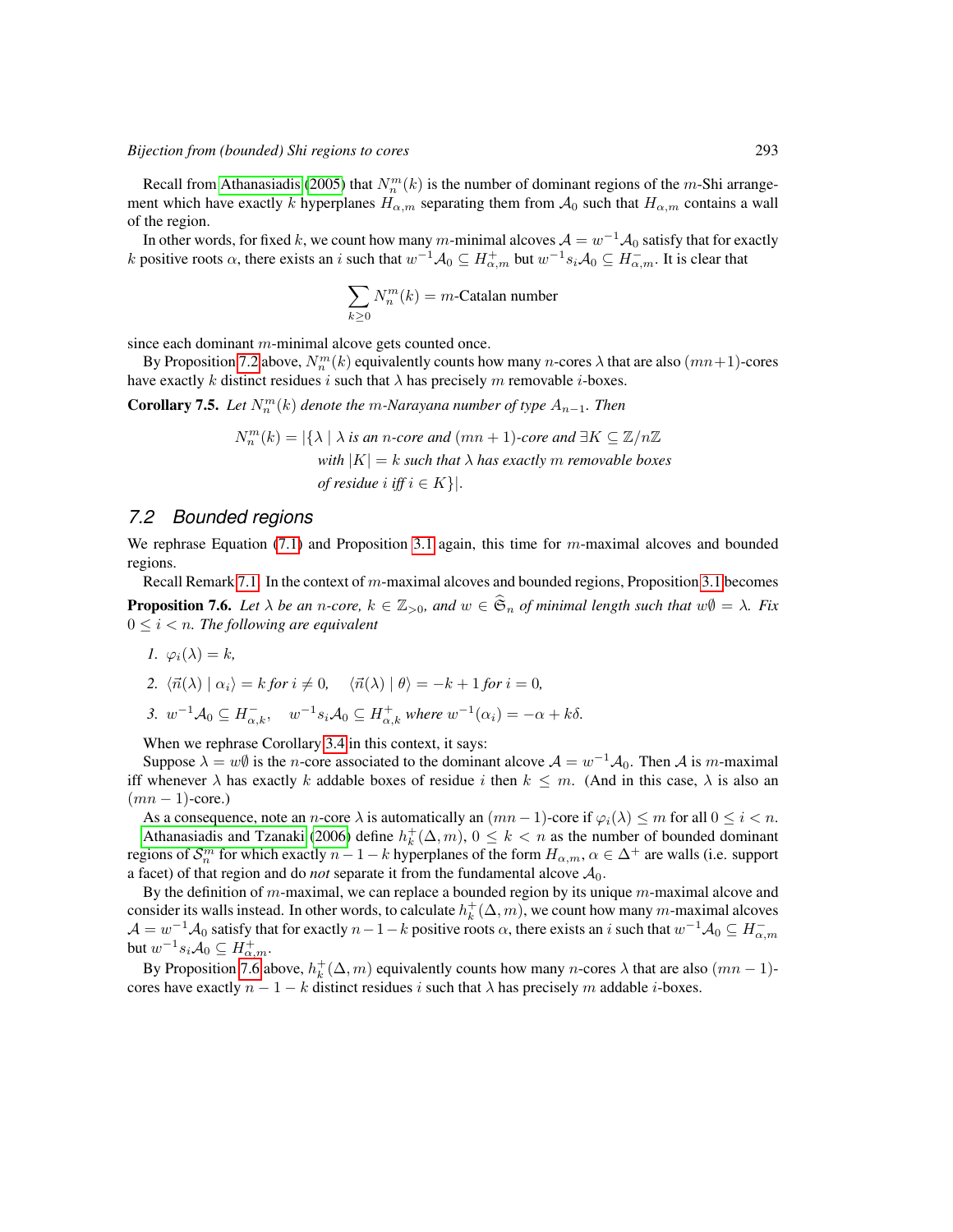Recall from Athanasiadis (2005) that $N_n^m(k)$ is the number of dominant regions of the $m$-Shi arrangement which have exactly $k$ hyperplanes $H_{\alpha,m}$ separating them from $\mathcal{A}_0$ such that $H_{\alpha,m}$ contains a wall of the region.

In other words, for fixed $k$, we count how many $m$-minimal alcoves $\mathcal{A} = w^{-1}\mathcal{A}_0$ satisfy that for exactly $k$ positive roots $\alpha$, there exists an $i$ such that $w^{-1}\mathcal{A}_0 \subseteq H^+_{\alpha,m}$ but $w^{-1}s_i\mathcal{A}_0 \subseteq H^-_{\alpha,m}$. It is clear that

$$\sum_{k\geq 0} N_n^m(k) = m\text{-Catalan number}$$

since each dominant $m$-minimal alcove gets counted once.

By Proposition 7.2 above, $N_n^m(k)$ equivalently counts how many $n$-cores $\lambda$ that are also $(mn+1)$-cores have exactly $k$ distinct residues $i$ such that $\lambda$ has precisely $m$ removable $i$-boxes.

**Corollary 7.5.** *Let $N_n^m(k)$ denote the $m$-Narayana number of type $A_{n-1}$. Then*

$$\begin{aligned}N_n^m(k) = |\{\lambda \mid \lambda \text{ is an } n\text{-core and } (mn+1)\text{-core and } \exists K \subseteq \mathbb{Z}/n\mathbb{Z} \\ \text{with } |K| = k \text{ such that } \lambda \text{ has exactly } m \text{ removable boxes} \\ \text{of residue } i \text{ iff } i \in K\}|.\end{aligned}$$

## 7.2 Bounded regions

We rephrase Equation (7.1) and Proposition 3.1 again, this time for $m$-maximal alcoves and bounded regions.

Recall Remark 7.1. In the context of $m$-maximal alcoves and bounded regions, Proposition 3.1 becomes

**Proposition 7.6.** *Let $\lambda$ be an $n$-core, $k \in \mathbb{Z}_{>0}$, and $w \in \widehat{\mathfrak{S}}_n$ of minimal length such that $w\emptyset = \lambda$. Fix $0 \leq i < n$. The following are equivalent*

1. *$\varphi_i(\lambda) = k$,*
2. *$\langle \vec{n}(\lambda) \mid \alpha_i \rangle = k$ for $i \neq 0$, $\quad \langle \vec{n}(\lambda) \mid \theta \rangle = -k+1$ for $i = 0$,*
3. *$w^{-1}\mathcal{A}_0 \subseteq H^-_{\alpha,k}$, $\quad w^{-1}s_i\mathcal{A}_0 \subseteq H^+_{\alpha,k}$ where $w^{-1}(\alpha_i) = -\alpha + k\delta$.*

When we rephrase Corollary 3.4 in this context, it says:

Suppose $\lambda = w\emptyset$ is the $n$-core associated to the dominant alcove $\mathcal{A} = w^{-1}\mathcal{A}_0$. Then $\mathcal{A}$ is $m$-maximal iff whenever $\lambda$ has exactly $k$ addable boxes of residue $i$ then $k \leq m$. (And in this case, $\lambda$ is also an $(mn-1)$-core.)

As a consequence, note an $n$-core $\lambda$ is automatically an $(mn-1)$-core if $\varphi_i(\lambda) \leq m$ for all $0 \leq i < n$.

Athanasiadis and Tzanaki (2006) define $h_k^+(\Delta, m)$, $0 \leq k < n$ as the number of bounded dominant regions of $\mathcal{S}_n^m$ for which exactly $n-1-k$ hyperplanes of the form $H_{\alpha,m}$, $\alpha \in \Delta^+$ are walls (i.e. support a facet) of that region and do *not* separate it from the fundamental alcove $\mathcal{A}_0$.

By the definition of $m$-maximal, we can replace a bounded region by its unique $m$-maximal alcove and consider its walls instead. In other words, to calculate $h_k^+(\Delta, m)$, we count how many $m$-maximal alcoves $\mathcal{A} = w^{-1}\mathcal{A}_0$ satisfy that for exactly $n-1-k$ positive roots $\alpha$, there exists an $i$ such that $w^{-1}\mathcal{A}_0 \subseteq H^-_{\alpha,m}$ but $w^{-1}s_i\mathcal{A}_0 \subseteq H^+_{\alpha,m}$.

By Proposition 7.6 above, $h_k^+(\Delta, m)$ equivalently counts how many $n$-cores $\lambda$ that are also $(mn-1)$-cores have exactly $n-1-k$ distinct residues $i$ such that $\lambda$ has precisely $m$ addable $i$-boxes.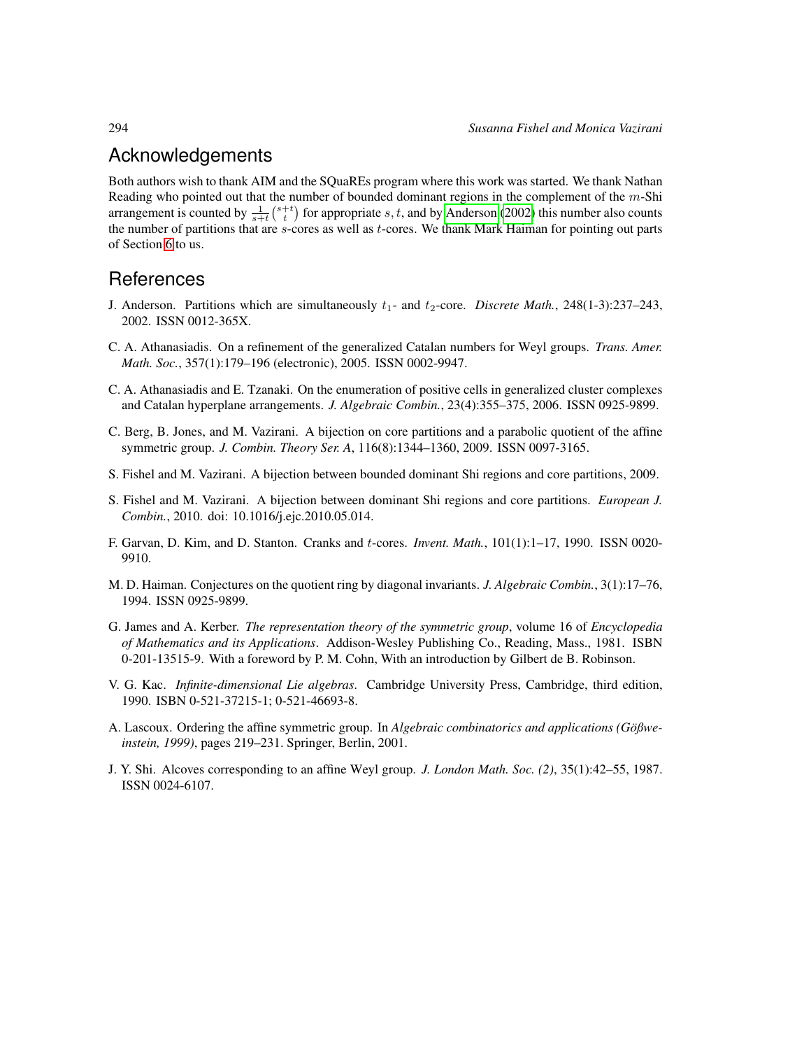## Acknowledgements

Both authors wish to thank AIM and the SQuaREs program where this work was started. We thank Nathan Reading who pointed out that the number of bounded dominant regions in the complement of the $m$-Shi arrangement is counted by $\frac{1}{s+t}\binom{s+t}{t}$ for appropriate $s, t$, and by Anderson (2002) this number also counts the number of partitions that are $s$-cores as well as $t$-cores. We thank Mark Haiman for pointing out parts of Section 6 to us.

## References

J. Anderson. Partitions which are simultaneously $t_1$- and $t_2$-core. *Discrete Math.*, 248(1-3):237–243, 2002. ISSN 0012-365X.

C. A. Athanasiadis. On a refinement of the generalized Catalan numbers for Weyl groups. *Trans. Amer. Math. Soc.*, 357(1):179–196 (electronic), 2005. ISSN 0002-9947.

C. A. Athanasiadis and E. Tzanaki. On the enumeration of positive cells in generalized cluster complexes and Catalan hyperplane arrangements. *J. Algebraic Combin.*, 23(4):355–375, 2006. ISSN 0925-9899.

C. Berg, B. Jones, and M. Vazirani. A bijection on core partitions and a parabolic quotient of the affine symmetric group. *J. Combin. Theory Ser. A*, 116(8):1344–1360, 2009. ISSN 0097-3165.

S. Fishel and M. Vazirani. A bijection between bounded dominant Shi regions and core partitions, 2009.

S. Fishel and M. Vazirani. A bijection between dominant Shi regions and core partitions. *European J. Combin.*, 2010. doi: 10.1016/j.ejc.2010.05.014.

F. Garvan, D. Kim, and D. Stanton. Cranks and $t$-cores. *Invent. Math.*, 101(1):1–17, 1990. ISSN 0020-9910.

M. D. Haiman. Conjectures on the quotient ring by diagonal invariants. *J. Algebraic Combin.*, 3(1):17–76, 1994. ISSN 0925-9899.

G. James and A. Kerber. *The representation theory of the symmetric group*, volume 16 of *Encyclopedia of Mathematics and its Applications*. Addison-Wesley Publishing Co., Reading, Mass., 1981. ISBN 0-201-13515-9. With a foreword by P. M. Cohn, With an introduction by Gilbert de B. Robinson.

V. G. Kac. *Infinite-dimensional Lie algebras*. Cambridge University Press, Cambridge, third edition, 1990. ISBN 0-521-37215-1; 0-521-46693-8.

A. Lascoux. Ordering the affine symmetric group. In *Algebraic combinatorics and applications (Gößweinstein, 1999)*, pages 219–231. Springer, Berlin, 2001.

J. Y. Shi. Alcoves corresponding to an affine Weyl group. *J. London Math. Soc. (2)*, 35(1):42–55, 1987. ISSN 0024-6107.